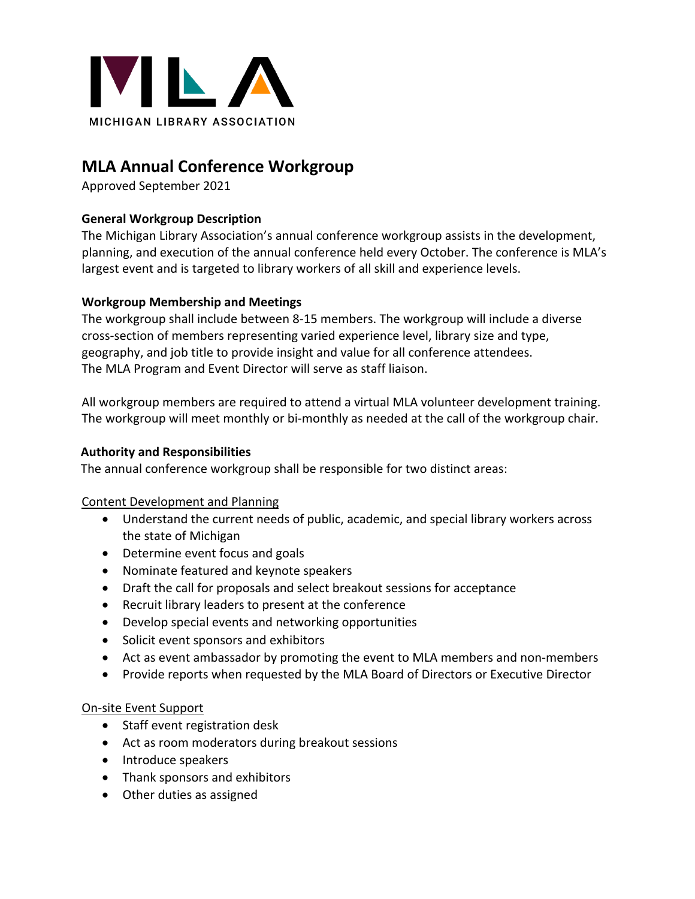MICHIGAN LIBRARY ASSOCIATION

# MLA Annual Conference Workgroup

Approved September 2021

### General Workgroup Description

The Michigan Library Association's annual conference workgroup assists in the development, planning, and execution of the annual conference held every October. The conference is MLA's largest event and is targeted to library workers of all skill and experience levels.

### Workgroup Membership and Meetings

The workgroup shall include between 8-15 members. The workgroup will include a diverse cross-section of members representing varied experience level, library size and type, geography, and job title to provide insight and value for all conference attendees.
The MLA Program and Event Director will serve as staff liaison.

All workgroup members are required to attend a virtual MLA volunteer development training. The workgroup will meet monthly or bi-monthly as needed at the call of the workgroup chair.

### Authority and Responsibilities

The annual conference workgroup shall be responsible for two distinct areas:

<u>Content Development and Planning</u>

- Understand the current needs of public, academic, and special library workers across the state of Michigan
- Determine event focus and goals
- Nominate featured and keynote speakers
- Draft the call for proposals and select breakout sessions for acceptance
- Recruit library leaders to present at the conference
- Develop special events and networking opportunities
- Solicit event sponsors and exhibitors
- Act as event ambassador by promoting the event to MLA members and non-members
- Provide reports when requested by the MLA Board of Directors or Executive Director

<u>On-site Event Support</u>

- Staff event registration desk
- Act as room moderators during breakout sessions
- Introduce speakers
- Thank sponsors and exhibitors
- Other duties as assigned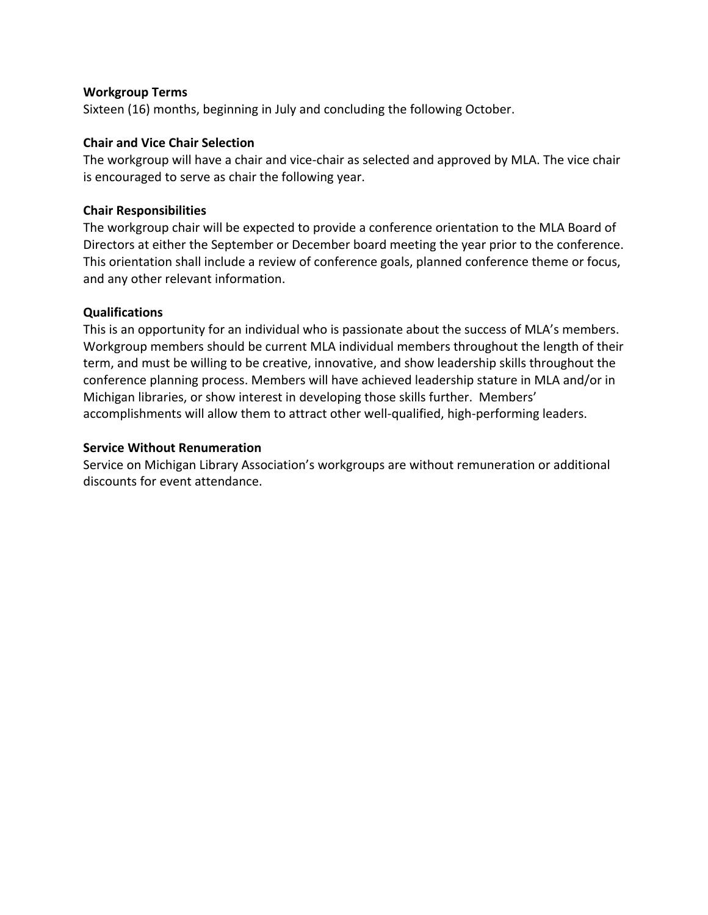**Workgroup Terms**
Sixteen (16) months, beginning in July and concluding the following October.

**Chair and Vice Chair Selection**
The workgroup will have a chair and vice-chair as selected and approved by MLA. The vice chair is encouraged to serve as chair the following year.

**Chair Responsibilities**
The workgroup chair will be expected to provide a conference orientation to the MLA Board of Directors at either the September or December board meeting the year prior to the conference. This orientation shall include a review of conference goals, planned conference theme or focus, and any other relevant information.

**Qualifications**
This is an opportunity for an individual who is passionate about the success of MLA's members. Workgroup members should be current MLA individual members throughout the length of their term, and must be willing to be creative, innovative, and show leadership skills throughout the conference planning process. Members will have achieved leadership stature in MLA and/or in Michigan libraries, or show interest in developing those skills further. Members' accomplishments will allow them to attract other well-qualified, high-performing leaders.

**Service Without Renumeration**
Service on Michigan Library Association's workgroups are without remuneration or additional discounts for event attendance.